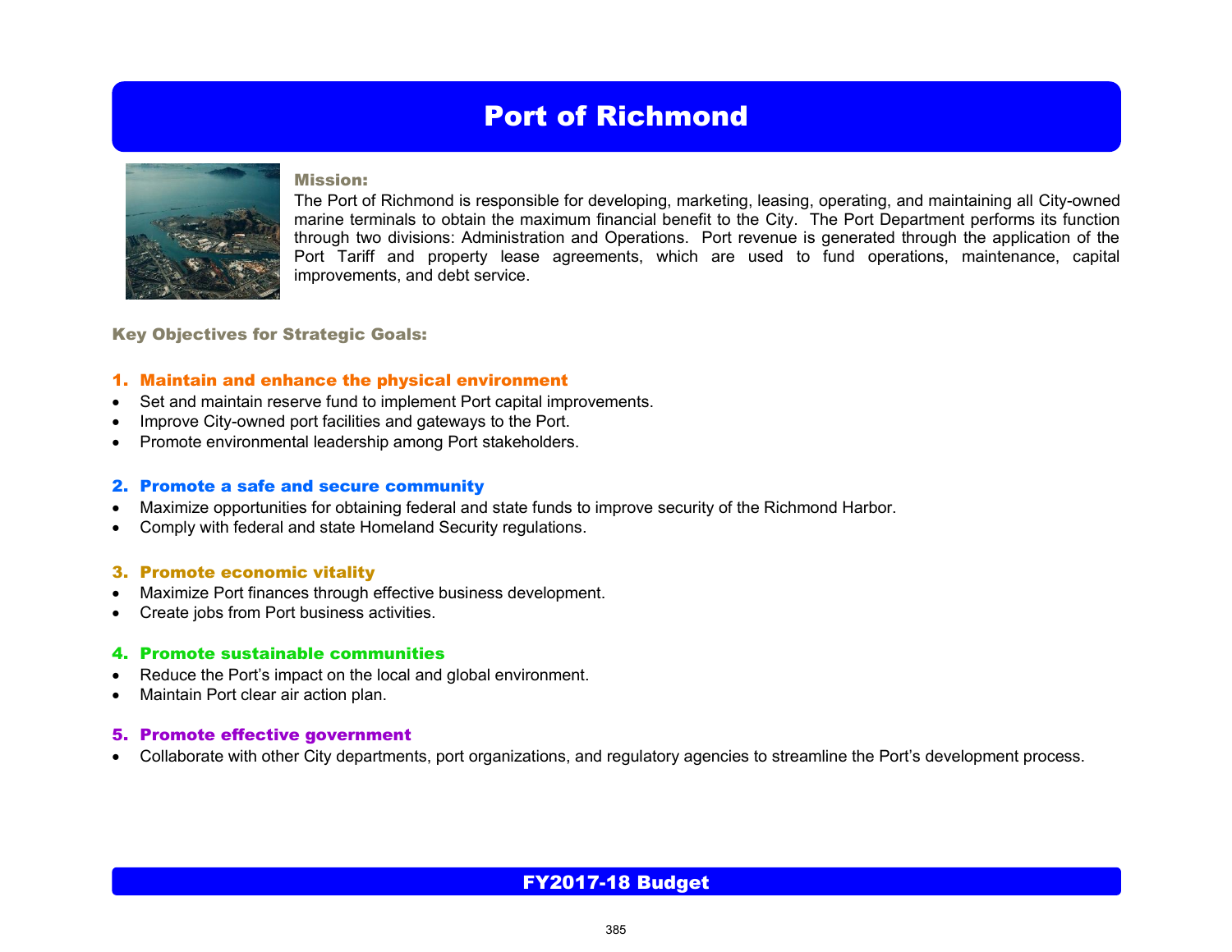# Port of Richmond

## Mission:

The Port of Richmond is responsible for developing, marketing, leasing, operating, and maintaining all City-owned marine terminals to obtain the maximum financial benefit to the City. The Port Department performs its function through two divisions: Administration and Operations. Port revenue is generated through the application of the Port Tariff and property lease agreements, which are used to fund operations, maintenance, capital improvements, and debt service.

## Key Objectives for Strategic Goals:

### 1. Maintain and enhance the physical environment

- Set and maintain reserve fund to implement Port capital improvements.
- Improve City-owned port facilities and gateways to the Port.
- Promote environmental leadership among Port stakeholders.

### 2. Promote a safe and secure community

- Maximize opportunities for obtaining federal and state funds to improve security of the Richmond Harbor.
- Comply with federal and state Homeland Security regulations.

### 3. Promote economic vitality

- Maximize Port finances through effective business development.
- Create jobs from Port business activities.

### 4. Promote sustainable communities

- Reduce the Port's impact on the local and global environment.
- Maintain Port clear air action plan.

### 5. Promote effective government

- Collaborate with other City departments, port organizations, and regulatory agencies to streamline the Port's development process.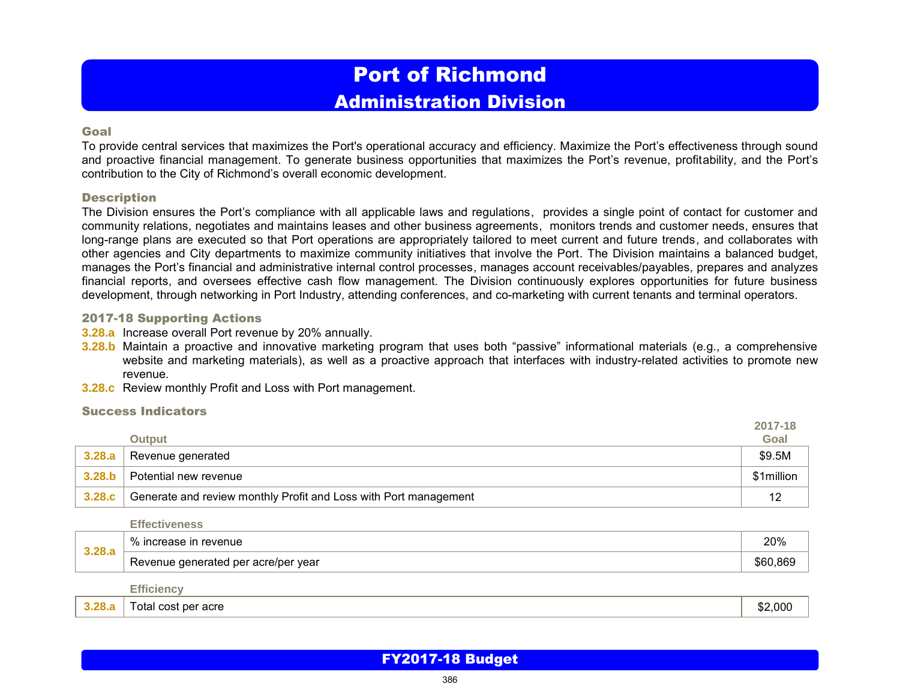# Port of Richmond

## Administration Division

### Goal

To provide central services that maximizes the Port's operational accuracy and efficiency. Maximize the Port's effectiveness through sound and proactive financial management. To generate business opportunities that maximizes the Port's revenue, profitability, and the Port's contribution to the City of Richmond's overall economic development.

### Description

The Division ensures the Port's compliance with all applicable laws and regulations, provides a single point of contact for customer and community relations, negotiates and maintains leases and other business agreements, monitors trends and customer needs, ensures that long-range plans are executed so that Port operations are appropriately tailored to meet current and future trends, and collaborates with other agencies and City departments to maximize community initiatives that involve the Port. The Division maintains a balanced budget, manages the Port's financial and administrative internal control processes, manages account receivables/payables, prepares and analyzes financial reports, and oversees effective cash flow management. The Division continuously explores opportunities for future business development, through networking in Port Industry, attending conferences, and co-marketing with current tenants and terminal operators.

### 2017-18 Supporting Actions

**3.28.a** Increase overall Port revenue by 20% annually.

**3.28.b** Maintain a proactive and innovative marketing program that uses both "passive" informational materials (e.g., a comprehensive website and marketing materials), as well as a proactive approach that interfaces with industry-related activities to promote new revenue.

**3.28.c** Review monthly Profit and Loss with Port management.

### Success Indicators

| | Output | 2017-18 Goal |
|---|---|---|
| **3.28.a** | Revenue generated | $9.5M |
| **3.28.b** | Potential new revenue | $1million |
| **3.28.c** | Generate and review monthly Profit and Loss with Port management | 12 |

| | Effectiveness | |
|---|---|---|
| **3.28.a** | % increase in revenue | 20% |
| | Revenue generated per acre/per year | $60,869 |

| | Efficiency | |
|---|---|---|
| **3.28.a** | Total cost per acre | $2,000 |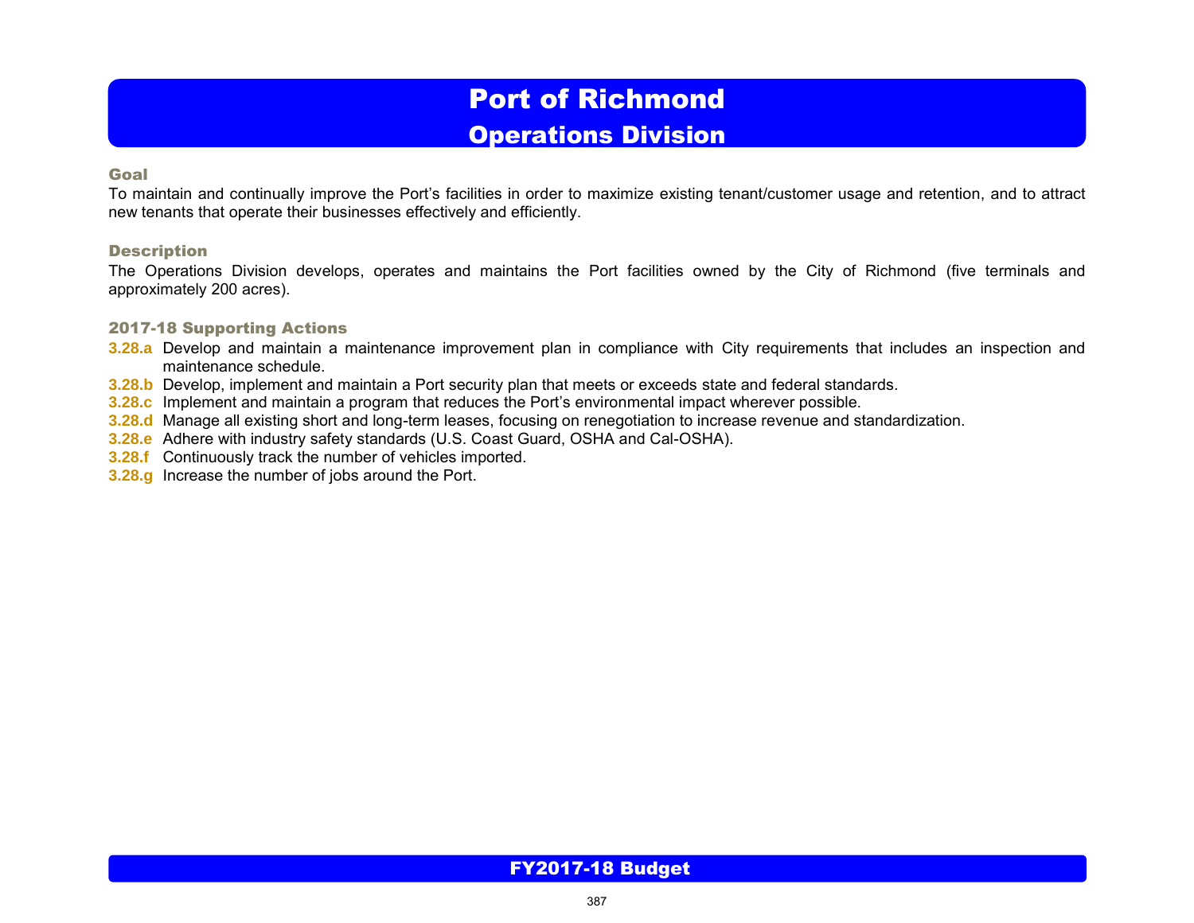# Port of Richmond

## Operations Division

### Goal

To maintain and continually improve the Port's facilities in order to maximize existing tenant/customer usage and retention, and to attract new tenants that operate their businesses effectively and efficiently.

### Description

The Operations Division develops, operates and maintains the Port facilities owned by the City of Richmond (five terminals and approximately 200 acres).

### 2017-18 Supporting Actions

- **3.28.a** Develop and maintain a maintenance improvement plan in compliance with City requirements that includes an inspection and maintenance schedule.
- **3.28.b** Develop, implement and maintain a Port security plan that meets or exceeds state and federal standards.
- **3.28.c** Implement and maintain a program that reduces the Port's environmental impact wherever possible.
- **3.28.d** Manage all existing short and long-term leases, focusing on renegotiation to increase revenue and standardization.
- **3.28.e** Adhere with industry safety standards (U.S. Coast Guard, OSHA and Cal-OSHA).
- **3.28.f** Continuously track the number of vehicles imported.
- **3.28.g** Increase the number of jobs around the Port.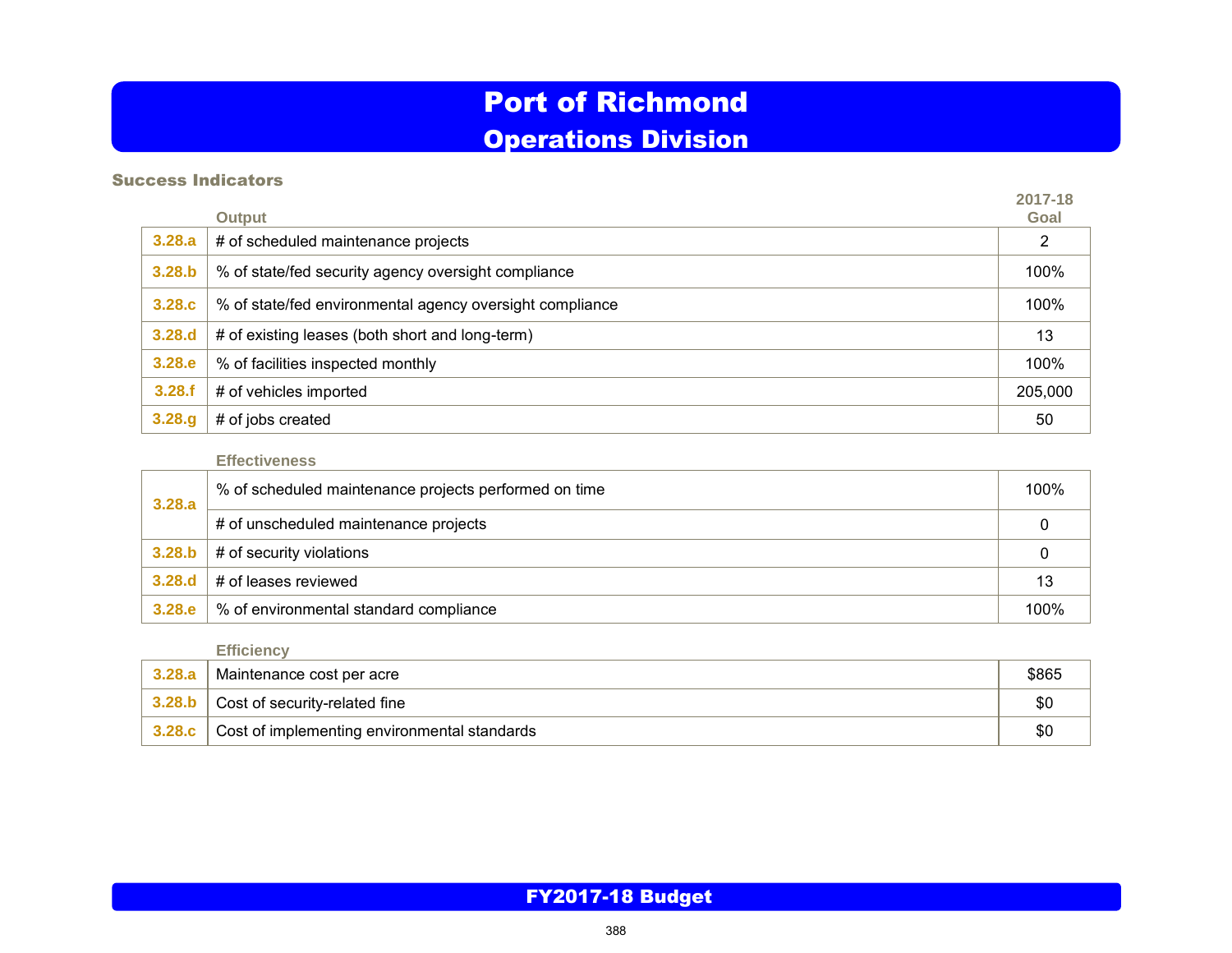# Port of Richmond
## Operations Division

### Success Indicators

| | Output | 2017-18 Goal |
|---|---|---|
| 3.28.a | # of scheduled maintenance projects | 2 |
| 3.28.b | % of state/fed security agency oversight compliance | 100% |
| 3.28.c | % of state/fed environmental agency oversight compliance | 100% |
| 3.28.d | # of existing leases (both short and long-term) | 13 |
| 3.28.e | % of facilities inspected monthly | 100% |
| 3.28.f | # of vehicles imported | 205,000 |
| 3.28.g | # of jobs created | 50 |

| | Effectiveness | |
|---|---|---|
| 3.28.a | % of scheduled maintenance projects performed on time | 100% |
| | # of unscheduled maintenance projects | 0 |
| 3.28.b | # of security violations | 0 |
| 3.28.d | # of leases reviewed | 13 |
| 3.28.e | % of environmental standard compliance | 100% |

| | Efficiency | |
|---|---|---|
| 3.28.a | Maintenance cost per acre | $865 |
| 3.28.b | Cost of security-related fine | $0 |
| 3.28.c | Cost of implementing environmental standards | $0 |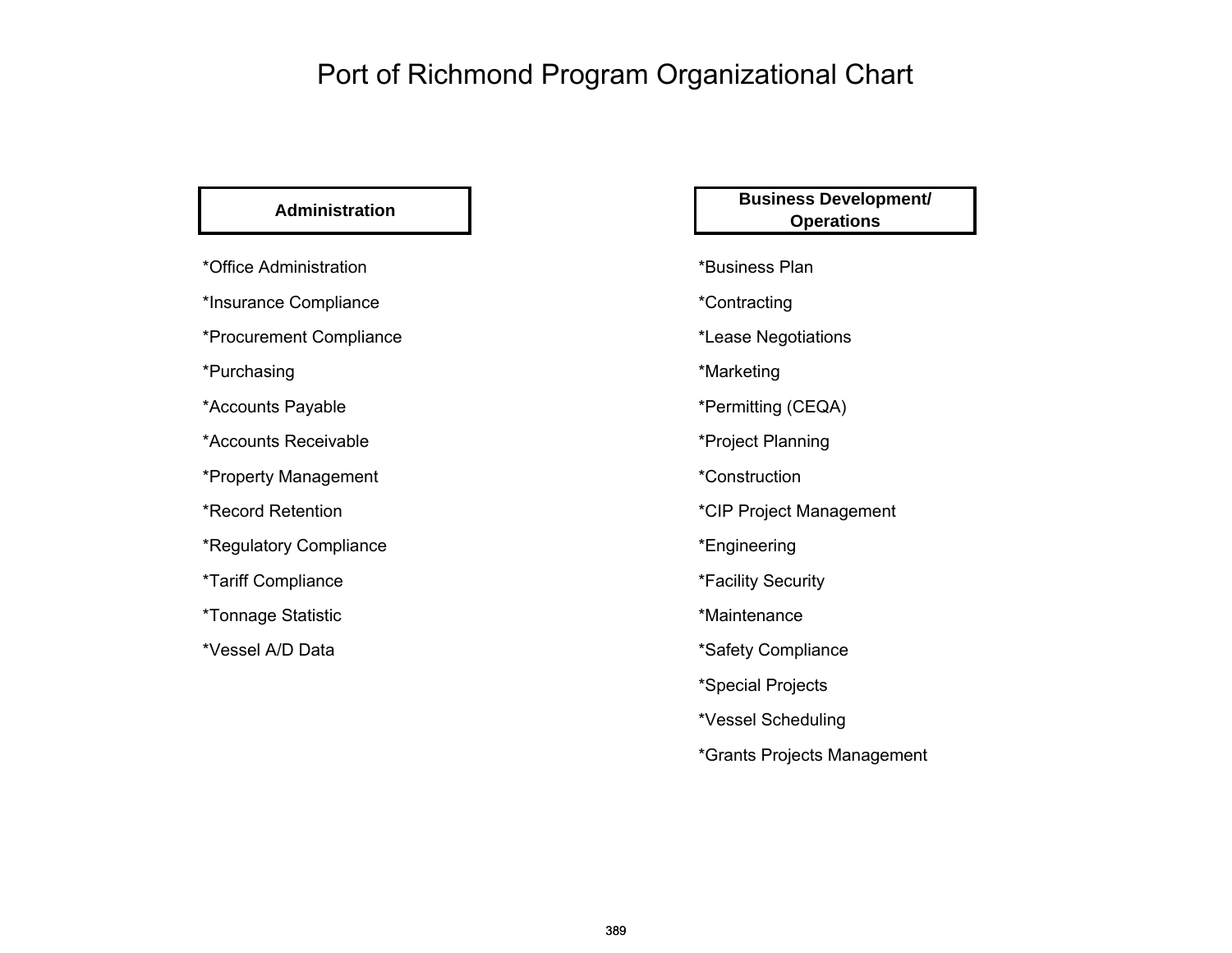# Port of Richmond Program Organizational Chart

## Administration

*Office Administration

*Insurance Compliance

*Procurement Compliance

*Purchasing

*Accounts Payable

*Accounts Receivable

*Property Management

*Record Retention

*Regulatory Compliance

*Tariff Compliance

*Tonnage Statistic

*Vessel A/D Data

## Business Development/ Operations

*Business Plan

*Contracting

*Lease Negotiations

*Marketing

*Permitting (CEQA)

*Project Planning

*Construction

*CIP Project Management

*Engineering

*Facility Security

*Maintenance

*Safety Compliance

*Special Projects

*Vessel Scheduling

*Grants Projects Management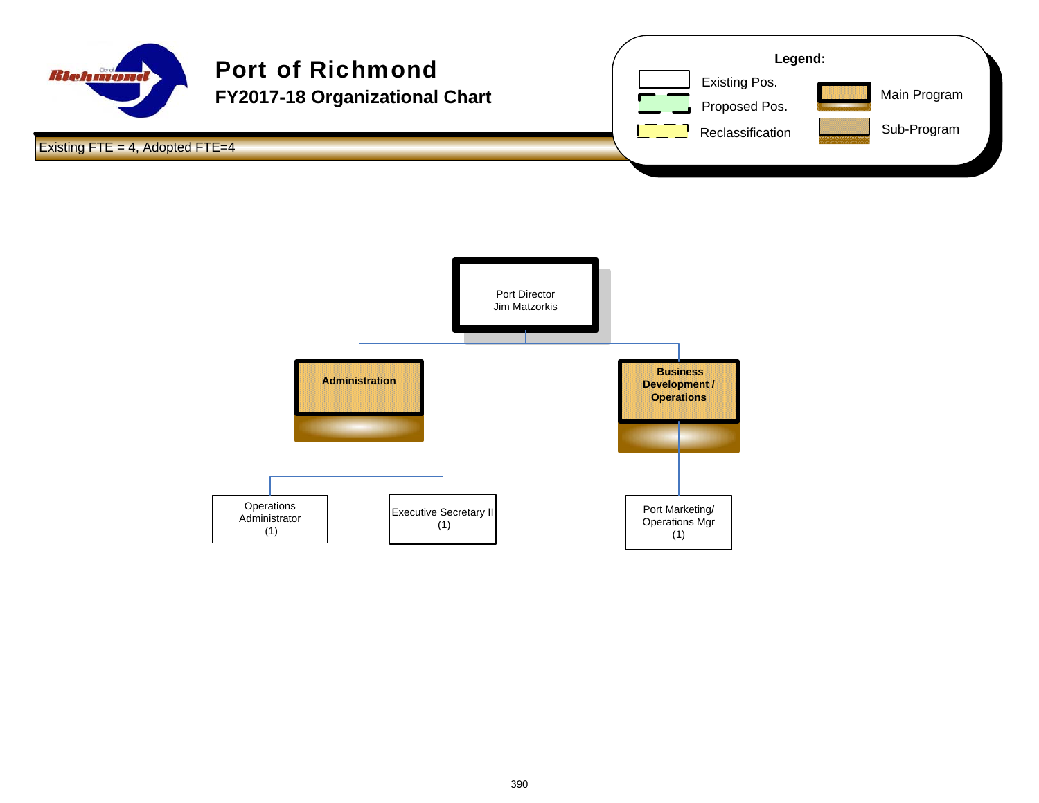# Port of Richmond

## FY2017-18 Organizational Chart

Existing FTE = 4, Adopted FTE=4

**Legend:**

- Existing Pos.
- Proposed Pos.
- Reclassification
- Main Program
- Sub-Program

Port Director
Jim Matzorkis

- **Administration**
  - Operations Administrator (1)
  - Executive Secretary II (1)
- **Business Development / Operations**
  - Port Marketing/ Operations Mgr (1)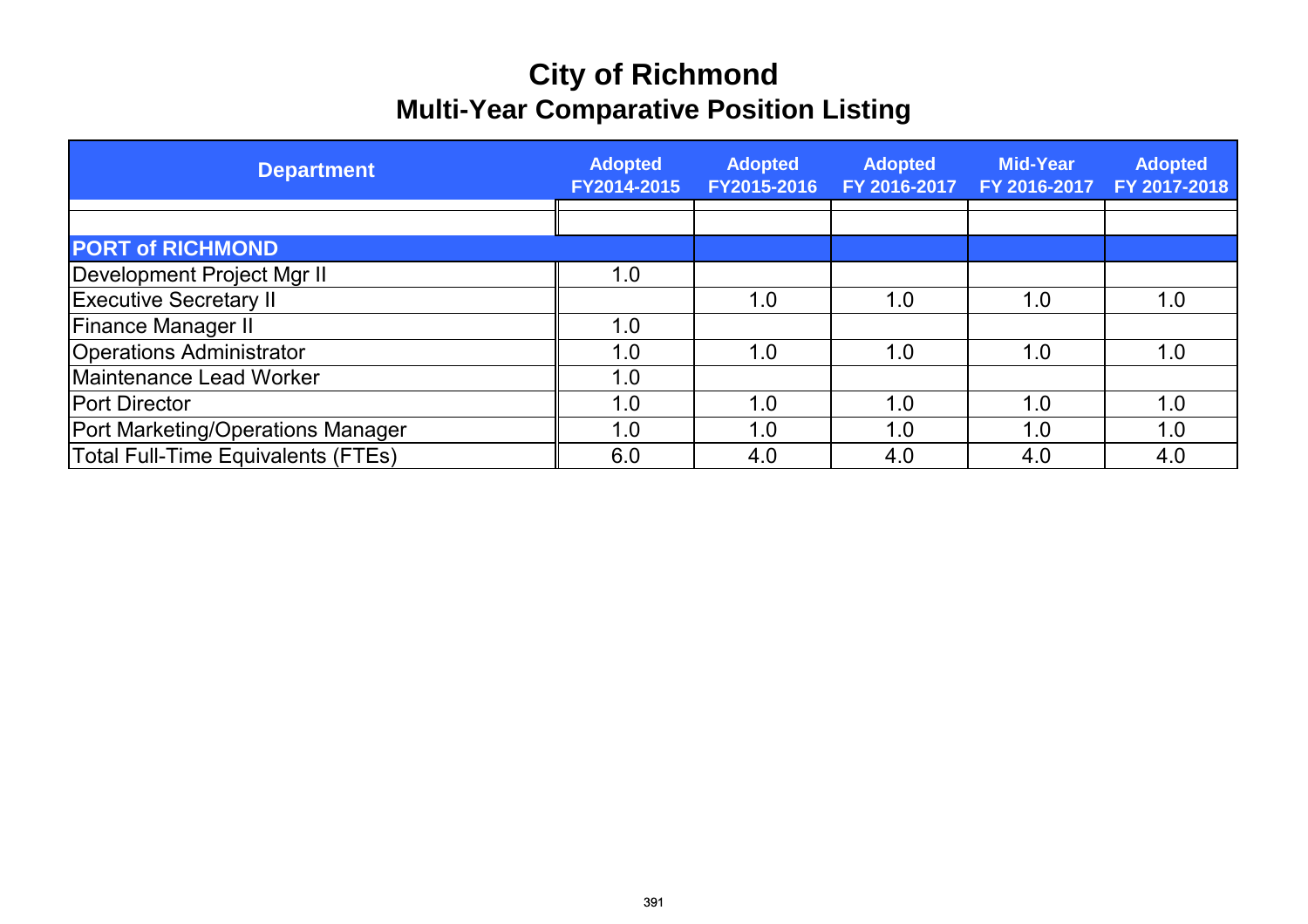# City of Richmond

## Multi-Year Comparative Position Listing

| Department | Adopted FY2014-2015 | Adopted FY2015-2016 | Adopted FY 2016-2017 | Mid-Year FY 2016-2017 | Adopted FY 2017-2018 |
|---|---|---|---|---|---|
| | | | | | |
| **PORT of RICHMOND** | | | | | |
| Development Project Mgr II | 1.0 | | | | |
| Executive Secretary II | | 1.0 | 1.0 | 1.0 | 1.0 |
| Finance Manager II | 1.0 | | | | |
| Operations Administrator | 1.0 | 1.0 | 1.0 | 1.0 | 1.0 |
| Maintenance Lead Worker | 1.0 | | | | |
| Port Director | 1.0 | 1.0 | 1.0 | 1.0 | 1.0 |
| Port Marketing/Operations Manager | 1.0 | 1.0 | 1.0 | 1.0 | 1.0 |
| Total Full-Time Equivalents (FTEs) | 6.0 | 4.0 | 4.0 | 4.0 | 4.0 |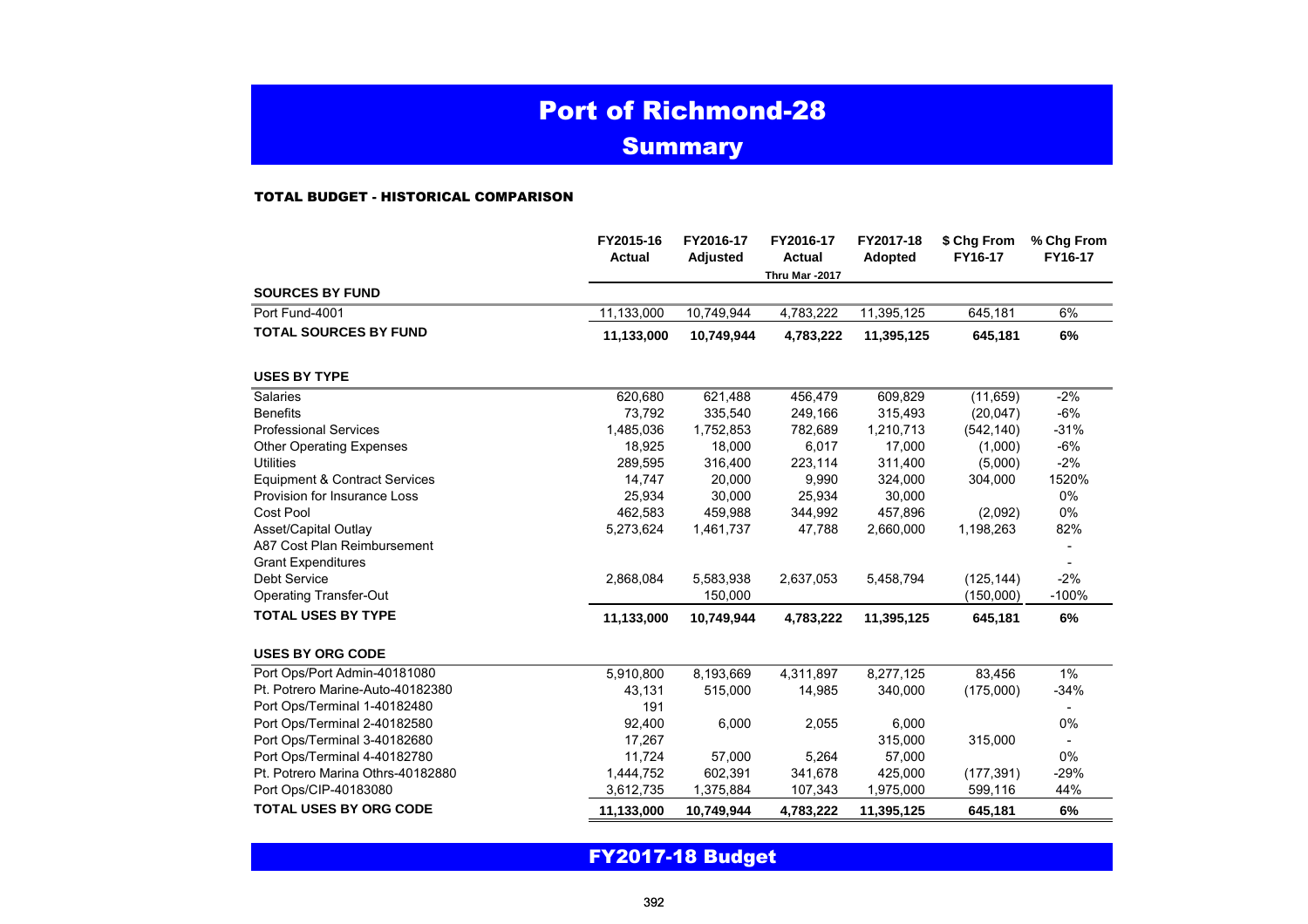# Port of Richmond-28

## Summary

### TOTAL BUDGET - HISTORICAL COMPARISON

| | FY2015-16 Actual | FY2016-17 Adjusted | FY2016-17 Actual Thru Mar -2017 | FY2017-18 Adopted | $ Chg From FY16-17 | % Chg From FY16-17 |
|---|---|---|---|---|---|---|
| **SOURCES BY FUND** | | | | | | |
| Port Fund-4001 | 11,133,000 | 10,749,944 | 4,783,222 | 11,395,125 | 645,181 | 6% |
| **TOTAL SOURCES BY FUND** | **11,133,000** | **10,749,944** | **4,783,222** | **11,395,125** | **645,181** | **6%** |
| | | | | | | |
| **USES BY TYPE** | | | | | | |
| Salaries | 620,680 | 621,488 | 456,479 | 609,829 | (11,659) | -2% |
| Benefits | 73,792 | 335,540 | 249,166 | 315,493 | (20,047) | -6% |
| Professional Services | 1,485,036 | 1,752,853 | 782,689 | 1,210,713 | (542,140) | -31% |
| Other Operating Expenses | 18,925 | 18,000 | 6,017 | 17,000 | (1,000) | -6% |
| Utilities | 289,595 | 316,400 | 223,114 | 311,400 | (5,000) | -2% |
| Equipment & Contract Services | 14,747 | 20,000 | 9,990 | 324,000 | 304,000 | 1520% |
| Provision for Insurance Loss | 25,934 | 30,000 | 25,934 | 30,000 | | 0% |
| Cost Pool | 462,583 | 459,988 | 344,992 | 457,896 | (2,092) | 0% |
| Asset/Capital Outlay | 5,273,624 | 1,461,737 | 47,788 | 2,660,000 | 1,198,263 | 82% |
| A87 Cost Plan Reimbursement | | | | | | - |
| Grant Expenditures | | | | | | - |
| Debt Service | 2,868,084 | 5,583,938 | 2,637,053 | 5,458,794 | (125,144) | -2% |
| Operating Transfer-Out | | 150,000 | | | (150,000) | -100% |
| **TOTAL USES BY TYPE** | **11,133,000** | **10,749,944** | **4,783,222** | **11,395,125** | **645,181** | **6%** |
| | | | | | | |
| **USES BY ORG CODE** | | | | | | |
| Port Ops/Port Admin-40181080 | 5,910,800 | 8,193,669 | 4,311,897 | 8,277,125 | 83,456 | 1% |
| Pt. Potrero Marine-Auto-40182380 | 43,131 | 515,000 | 14,985 | 340,000 | (175,000) | -34% |
| Port Ops/Terminal 1-40182480 | 191 | | | | | - |
| Port Ops/Terminal 2-40182580 | 92,400 | 6,000 | 2,055 | 6,000 | | 0% |
| Port Ops/Terminal 3-40182680 | 17,267 | | | 315,000 | 315,000 | - |
| Port Ops/Terminal 4-40182780 | 11,724 | 57,000 | 5,264 | 57,000 | | 0% |
| Pt. Potrero Marina Othrs-40182880 | 1,444,752 | 602,391 | 341,678 | 425,000 | (177,391) | -29% |
| Port Ops/CIP-40183080 | 3,612,735 | 1,375,884 | 107,343 | 1,975,000 | 599,116 | 44% |
| **TOTAL USES BY ORG CODE** | **11,133,000** | **10,749,944** | **4,783,222** | **11,395,125** | **645,181** | **6%** |

FY2017-18 Budget